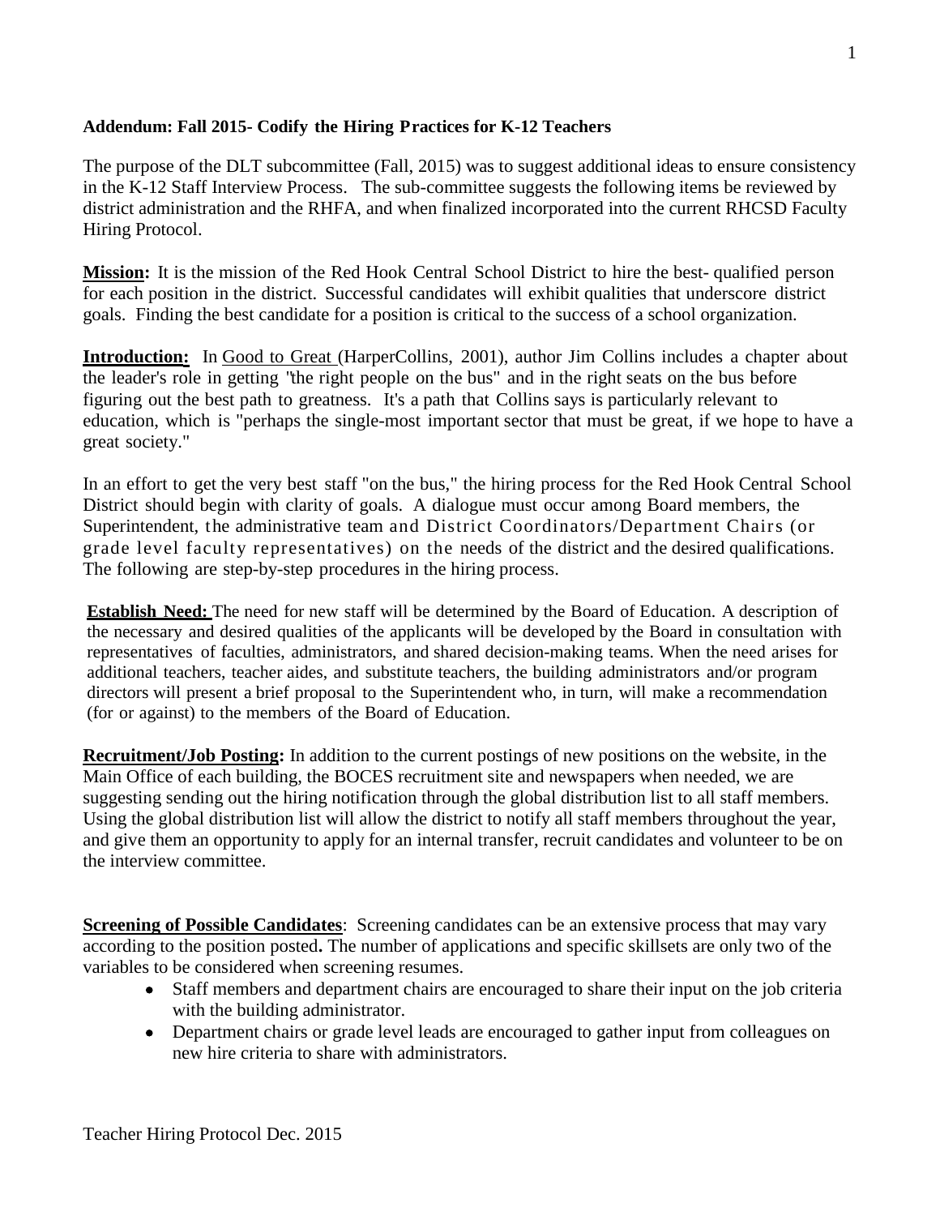**Addendum: Fall 2015- Codify the Hiring Practices for K-12 Teachers**

The purpose of the DLT subcommittee (Fall, 2015) was to suggest additional ideas to ensure consistency in the K-12 Staff Interview Process. The sub-committee suggests the following items be reviewed by district administration and the RHFA, and when finalized incorporated into the current RHCSD Faculty Hiring Protocol.

**Mission:** It is the mission of the Red Hook Central School District to hire the best- qualified person for each position in the district. Successful candidates will exhibit qualities that underscore district goals. Finding the best candidate for a position is critical to the success of a school organization.

**Introduction:** In Good to Great (HarperCollins, 2001), author Jim Collins includes a chapter about the leader's role in getting "the right people on the bus" and in the right seats on the bus before figuring out the best path to greatness. It's a path that Collins says is particularly relevant to education, which is "perhaps the single-most important sector that must be great, if we hope to have a great society."

In an effort to get the very best staff "on the bus," the hiring process for the Red Hook Central School District should begin with clarity of goals. A dialogue must occur among Board members, the Superintendent, the administrative team and District Coordinators/Department Chairs (or grade level faculty representatives) on the needs of the district and the desired qualifications. The following are step-by-step procedures in the hiring process.

**Establish Need:** The need for new staff will be determined by the Board of Education. A description of the necessary and desired qualities of the applicants will be developed by the Board in consultation with representatives of faculties, administrators, and shared decision-making teams. When the need arises for additional teachers, teacher aides, and substitute teachers, the building administrators and/or program directors will present a brief proposal to the Superintendent who, in turn, will make a recommendation (for or against) to the members of the Board of Education.

**Recruitment/Job Posting:** In addition to the current postings of new positions on the website, in the Main Office of each building, the BOCES recruitment site and newspapers when needed, we are suggesting sending out the hiring notification through the global distribution list to all staff members. Using the global distribution list will allow the district to notify all staff members throughout the year, and give them an opportunity to apply for an internal transfer, recruit candidates and volunteer to be on the interview committee.

**Screening of Possible Candidates**: Screening candidates can be an extensive process that may vary according to the position posted**.** The number of applications and specific skillsets are only two of the variables to be considered when screening resumes.

- Staff members and department chairs are encouraged to share their input on the job criteria with the building administrator.
- Department chairs or grade level leads are encouraged to gather input from colleagues on new hire criteria to share with administrators.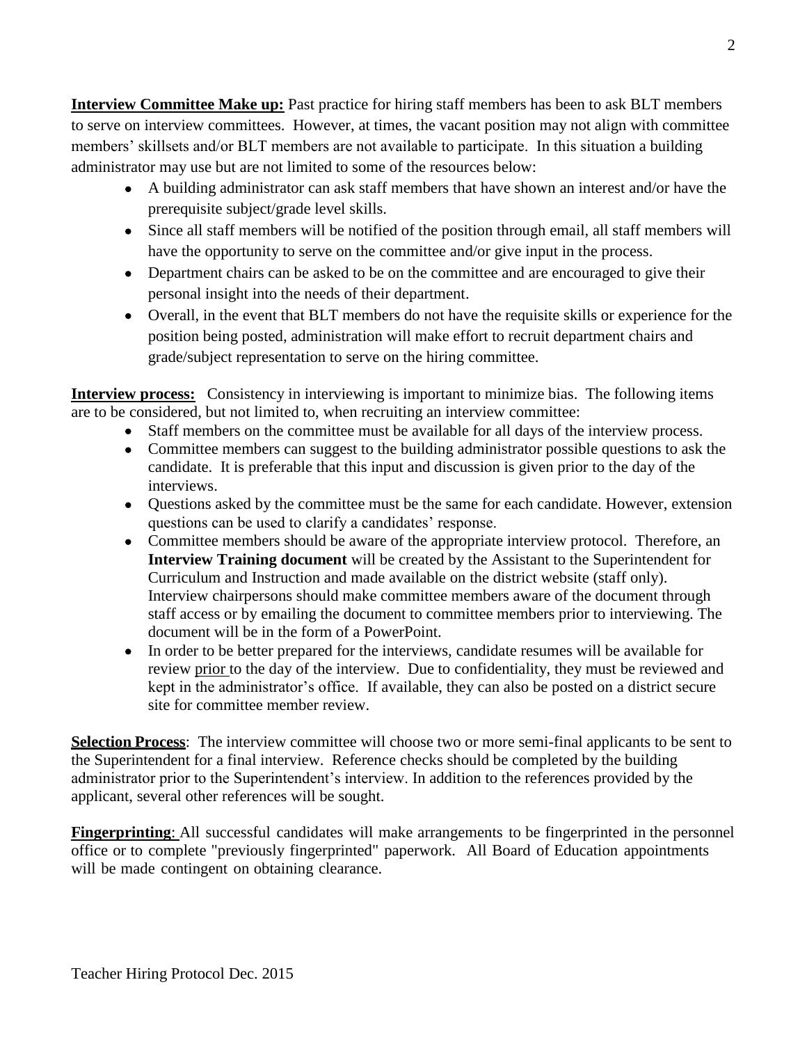**Interview Committee Make up:** Past practice for hiring staff members has been to ask BLT members to serve on interview committees. However, at times, the vacant position may not align with committee members' skillsets and/or BLT members are not available to participate. In this situation a building administrator may use but are not limited to some of the resources below:

- A building administrator can ask staff members that have shown an interest and/or have the prerequisite subject/grade level skills.
- Since all staff members will be notified of the position through email, all staff members will have the opportunity to serve on the committee and/or give input in the process.
- Department chairs can be asked to be on the committee and are encouraged to give their personal insight into the needs of their department.
- Overall, in the event that BLT members do not have the requisite skills or experience for the position being posted, administration will make effort to recruit department chairs and grade/subject representation to serve on the hiring committee.

**Interview process:** Consistency in interviewing is important to minimize bias. The following items are to be considered, but not limited to, when recruiting an interview committee:

- Staff members on the committee must be available for all days of the interview process.
- Committee members can suggest to the building administrator possible questions to ask the candidate. It is preferable that this input and discussion is given prior to the day of the interviews.
- Questions asked by the committee must be the same for each candidate. However, extension questions can be used to clarify a candidates' response.
- Committee members should be aware of the appropriate interview protocol. Therefore, an **Interview Training document** will be created by the Assistant to the Superintendent for Curriculum and Instruction and made available on the district website (staff only). Interview chairpersons should make committee members aware of the document through staff access or by emailing the document to committee members prior to interviewing. The document will be in the form of a PowerPoint.
- In order to be better prepared for the interviews, candidate resumes will be available for review prior to the day of the interview. Due to confidentiality, they must be reviewed and kept in the administrator's office. If available, they can also be posted on a district secure site for committee member review.

**Selection Process**: The interview committee will choose two or more semi-final applicants to be sent to the Superintendent for a final interview. Reference checks should be completed by the building administrator prior to the Superintendent's interview. In addition to the references provided by the applicant, several other references will be sought.

**Fingerprinting**: All successful candidates will make arrangements to be fingerprinted in the personnel office or to complete "previously fingerprinted" paperwork. All Board of Education appointments will be made contingent on obtaining clearance.